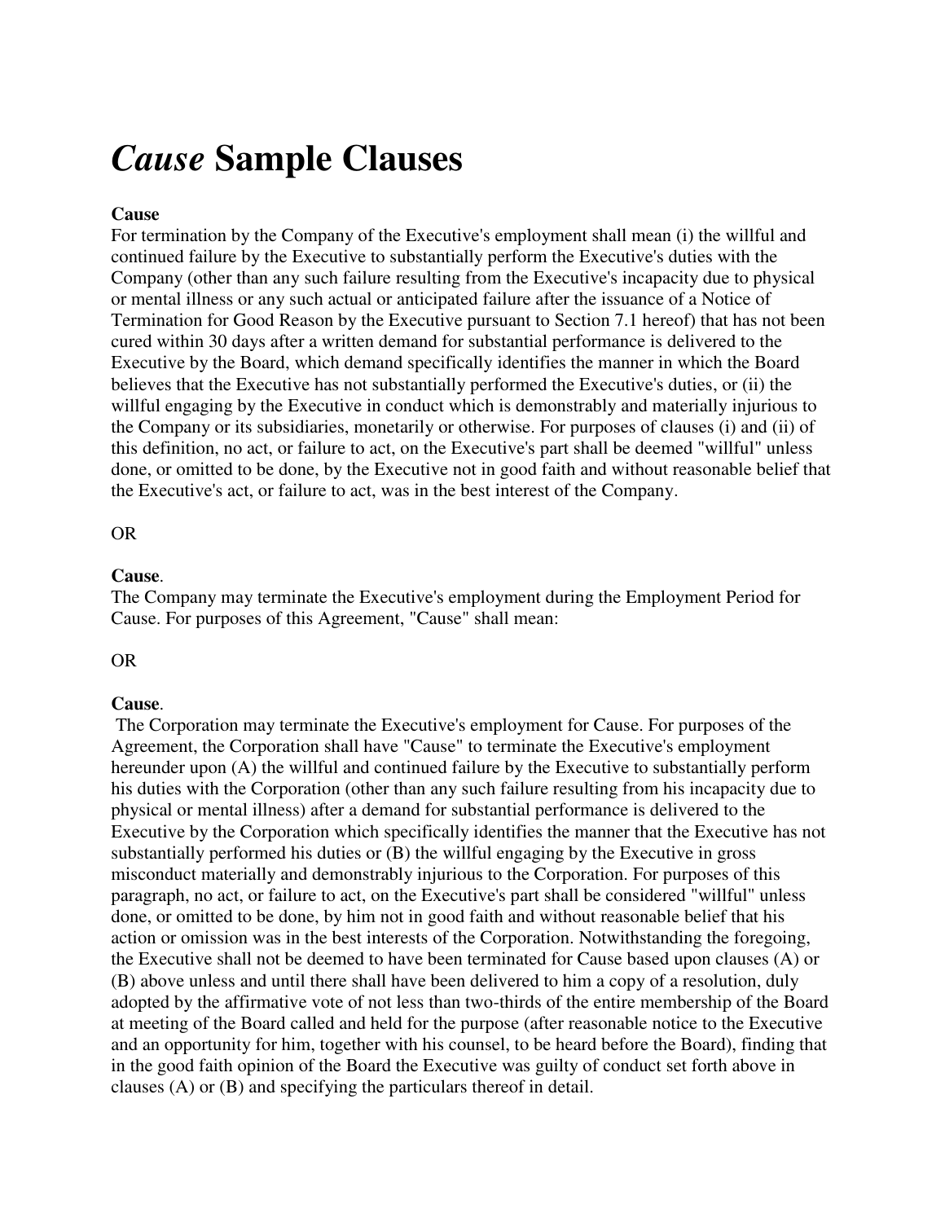# *Cause* Sample Clauses

**Cause**

For termination by the Company of the Executive's employment shall mean (i) the willful and continued failure by the Executive to substantially perform the Executive's duties with the Company (other than any such failure resulting from the Executive's incapacity due to physical or mental illness or any such actual or anticipated failure after the issuance of a Notice of Termination for Good Reason by the Executive pursuant to Section 7.1 hereof) that has not been cured within 30 days after a written demand for substantial performance is delivered to the Executive by the Board, which demand specifically identifies the manner in which the Board believes that the Executive has not substantially performed the Executive's duties, or (ii) the willful engaging by the Executive in conduct which is demonstrably and materially injurious to the Company or its subsidiaries, monetarily or otherwise. For purposes of clauses (i) and (ii) of this definition, no act, or failure to act, on the Executive's part shall be deemed "willful" unless done, or omitted to be done, by the Executive not in good faith and without reasonable belief that the Executive's act, or failure to act, was in the best interest of the Company.

OR

**Cause**.

The Company may terminate the Executive's employment during the Employment Period for Cause. For purposes of this Agreement, "Cause" shall mean:

OR

**Cause**.

The Corporation may terminate the Executive's employment for Cause. For purposes of the Agreement, the Corporation shall have "Cause" to terminate the Executive's employment hereunder upon (A) the willful and continued failure by the Executive to substantially perform his duties with the Corporation (other than any such failure resulting from his incapacity due to physical or mental illness) after a demand for substantial performance is delivered to the Executive by the Corporation which specifically identifies the manner that the Executive has not substantially performed his duties or (B) the willful engaging by the Executive in gross misconduct materially and demonstrably injurious to the Corporation. For purposes of this paragraph, no act, or failure to act, on the Executive's part shall be considered "willful" unless done, or omitted to be done, by him not in good faith and without reasonable belief that his action or omission was in the best interests of the Corporation. Notwithstanding the foregoing, the Executive shall not be deemed to have been terminated for Cause based upon clauses (A) or (B) above unless and until there shall have been delivered to him a copy of a resolution, duly adopted by the affirmative vote of not less than two-thirds of the entire membership of the Board at meeting of the Board called and held for the purpose (after reasonable notice to the Executive and an opportunity for him, together with his counsel, to be heard before the Board), finding that in the good faith opinion of the Board the Executive was guilty of conduct set forth above in clauses (A) or (B) and specifying the particulars thereof in detail.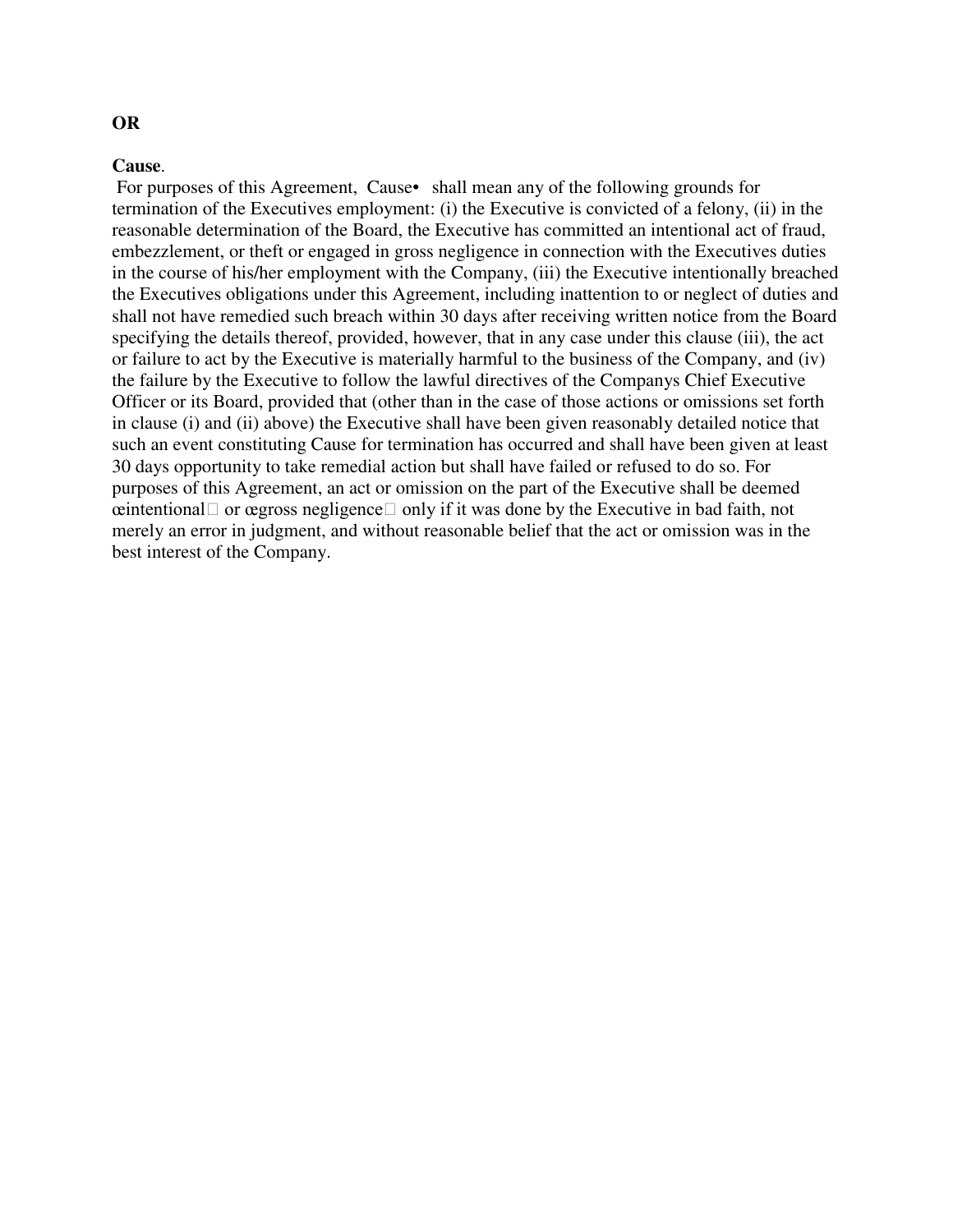**OR**

**Cause**.

For purposes of this Agreement, Cause• shall mean any of the following grounds for termination of the Executives employment: (i) the Executive is convicted of a felony, (ii) in the reasonable determination of the Board, the Executive has committed an intentional act of fraud, embezzlement, or theft or engaged in gross negligence in connection with the Executives duties in the course of his/her employment with the Company, (iii) the Executive intentionally breached the Executives obligations under this Agreement, including inattention to or neglect of duties and shall not have remedied such breach within 30 days after receiving written notice from the Board specifying the details thereof, provided, however, that in any case under this clause (iii), the act or failure to act by the Executive is materially harmful to the business of the Company, and (iv) the failure by the Executive to follow the lawful directives of the Companys Chief Executive Officer or its Board, provided that (other than in the case of those actions or omissions set forth in clause (i) and (ii) above) the Executive shall have been given reasonably detailed notice that such an event constituting Cause for termination has occurred and shall have been given at least 30 days opportunity to take remedial action but shall have failed or refused to do so. For purposes of this Agreement, an act or omission on the part of the Executive shall be deemed œintentional or œgross negligence only if it was done by the Executive in bad faith, not merely an error in judgment, and without reasonable belief that the act or omission was in the best interest of the Company.